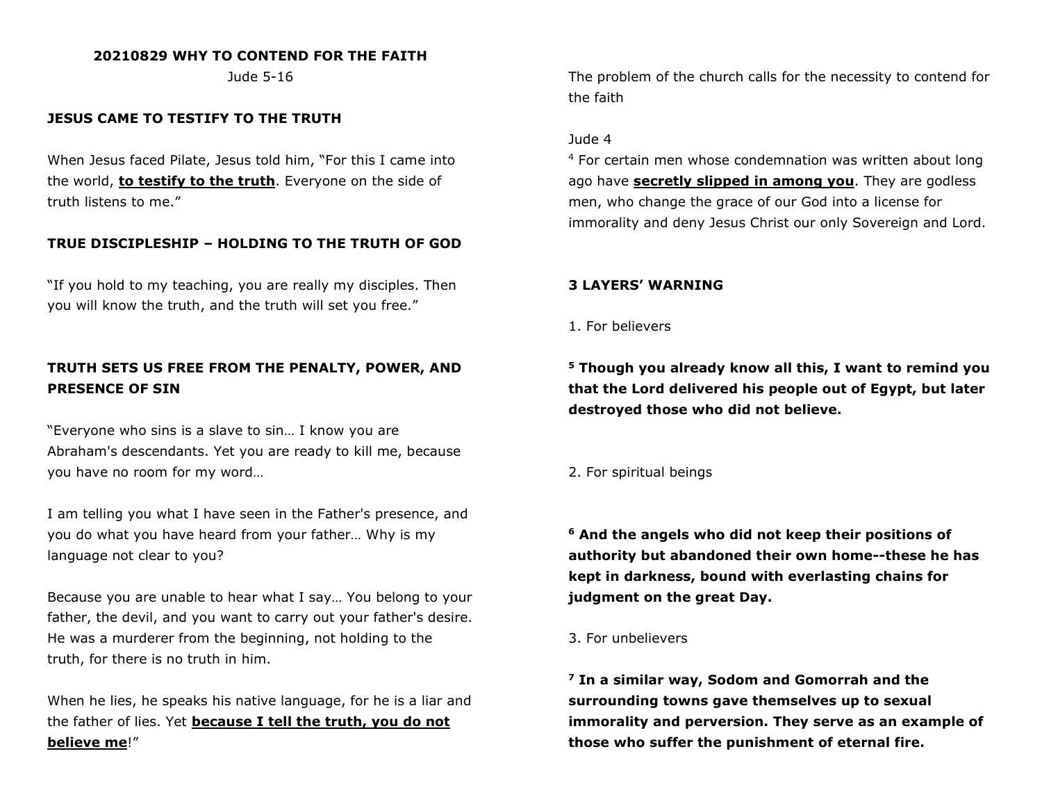**20210829 WHY TO CONTEND FOR THE FAITH**

Jude 5-16

**JESUS CAME TO TESTIFY TO THE TRUTH**

When Jesus faced Pilate, Jesus told him, "For this I came into the world, **<u>to testify to the truth</u>**. Everyone on the side of truth listens to me."

**TRUE DISCIPLESHIP – HOLDING TO THE TRUTH OF GOD**

"If you hold to my teaching, you are really my disciples. Then you will know the truth, and the truth will set you free."

**TRUTH SETS US FREE FROM THE PENALTY, POWER, AND PRESENCE OF SIN**

"Everyone who sins is a slave to sin… I know you are Abraham's descendants. Yet you are ready to kill me, because you have no room for my word…

I am telling you what I have seen in the Father's presence, and you do what you have heard from your father… Why is my language not clear to you?

Because you are unable to hear what I say… You belong to your father, the devil, and you want to carry out your father's desire. He was a murderer from the beginning, not holding to the truth, for there is no truth in him.

When he lies, he speaks his native language, for he is a liar and the father of lies. Yet **<u>because I tell the truth, you do not believe me</u>**!"

The problem of the church calls for the necessity to contend for the faith

Jude 4

4 For certain men whose condemnation was written about long ago have **<u>secretly slipped in among you</u>**. They are godless men, who change the grace of our God into a license for immorality and deny Jesus Christ our only Sovereign and Lord.

**3 LAYERS' WARNING**

1. For believers

**5 Though you already know all this, I want to remind you that the Lord delivered his people out of Egypt, but later destroyed those who did not believe.**

2. For spiritual beings

**6 And the angels who did not keep their positions of authority but abandoned their own home--these he has kept in darkness, bound with everlasting chains for judgment on the great Day.**

3. For unbelievers

**7 In a similar way, Sodom and Gomorrah and the surrounding towns gave themselves up to sexual immorality and perversion. They serve as an example of those who suffer the punishment of eternal fire.**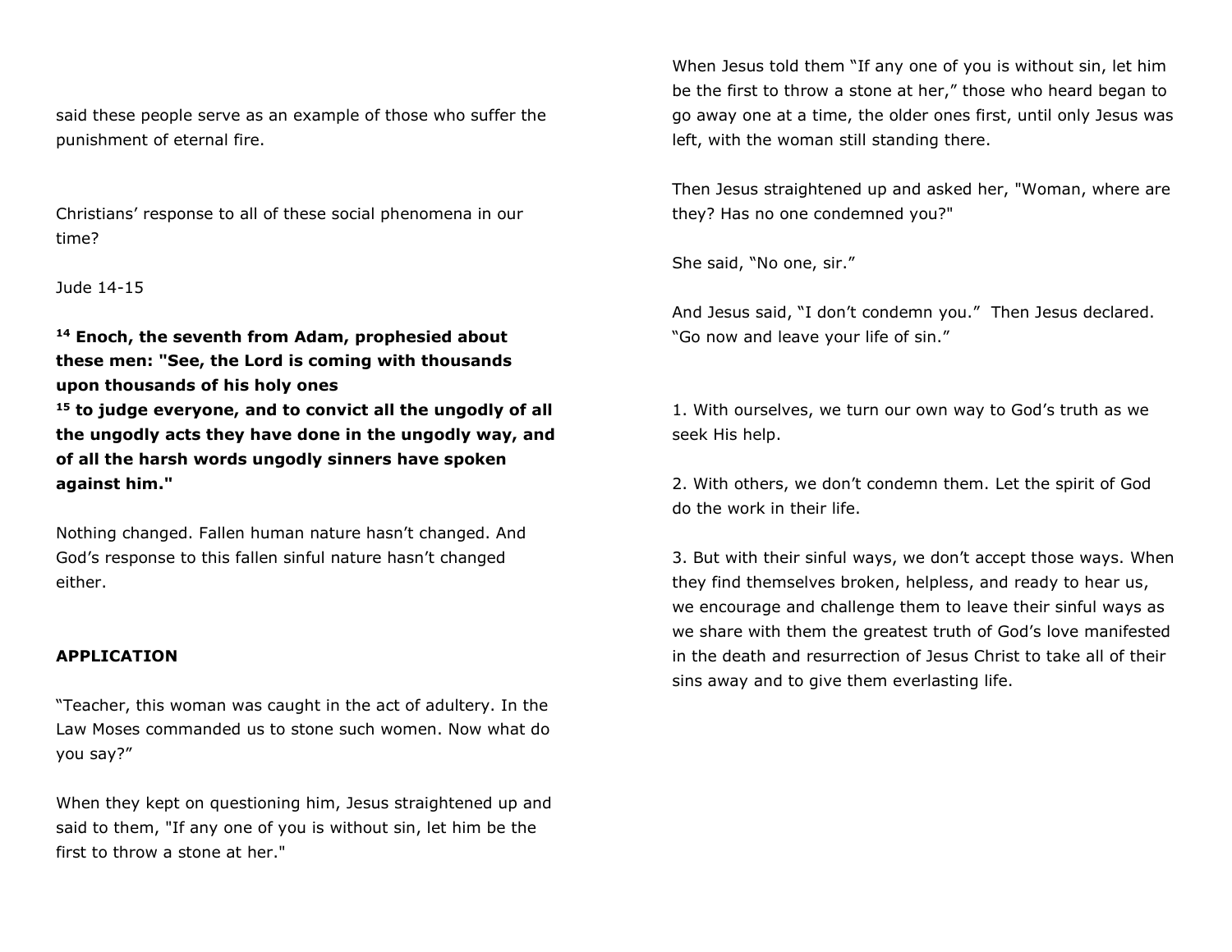said these people serve as an example of those who suffer the punishment of eternal fire.

Christians' response to all of these social phenomena in our time?

Jude 14-15

**[14] Enoch, the seventh from Adam, prophesied about these men: "See, the Lord is coming with thousands upon thousands of his holy ones**
**[15] to judge everyone, and to convict all the ungodly of all the ungodly acts they have done in the ungodly way, and of all the harsh words ungodly sinners have spoken against him."**

Nothing changed. Fallen human nature hasn't changed. And God's response to this fallen sinful nature hasn't changed either.

**APPLICATION**

"Teacher, this woman was caught in the act of adultery. In the Law Moses commanded us to stone such women. Now what do you say?"

When they kept on questioning him, Jesus straightened up and said to them, "If any one of you is without sin, let him be the first to throw a stone at her."

When Jesus told them "If any one of you is without sin, let him be the first to throw a stone at her," those who heard began to go away one at a time, the older ones first, until only Jesus was left, with the woman still standing there.

Then Jesus straightened up and asked her, "Woman, where are they? Has no one condemned you?"

She said, "No one, sir."

And Jesus said, "I don't condemn you." Then Jesus declared. "Go now and leave your life of sin."

1. With ourselves, we turn our own way to God's truth as we seek His help.

2. With others, we don't condemn them. Let the spirit of God do the work in their life.

3. But with their sinful ways, we don't accept those ways. When they find themselves broken, helpless, and ready to hear us, we encourage and challenge them to leave their sinful ways as we share with them the greatest truth of God's love manifested in the death and resurrection of Jesus Christ to take all of their sins away and to give them everlasting life.